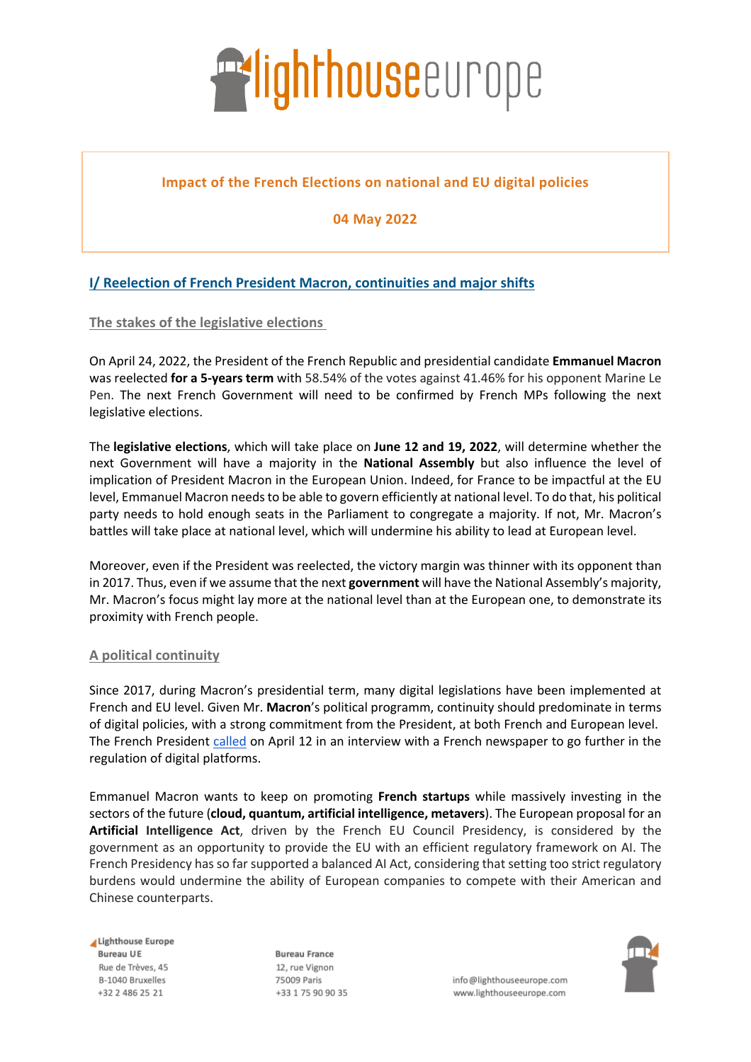# Impact of the French Elections on national and EU digital policies

**04 May 2022**

## I/ Reelection of French President Macron, continuities and major shifts

### The stakes of the legislative elections

On April 24, 2022, the President of the French Republic and presidential candidate **Emmanuel Macron** was reelected **for a 5-years term** with 58.54% of the votes against 41.46% for his opponent Marine Le Pen. The next French Government will need to be confirmed by French MPs following the next legislative elections.

The **legislative elections**, which will take place on **June 12 and 19, 2022**, will determine whether the next Government will have a majority in the **National Assembly** but also influence the level of implication of President Macron in the European Union. Indeed, for France to be impactful at the EU level, Emmanuel Macron needs to be able to govern efficiently at national level. To do that, his political party needs to hold enough seats in the Parliament to congregate a majority. If not, Mr. Macron's battles will take place at national level, which will undermine his ability to lead at European level.

Moreover, even if the President was reelected, the victory margin was thinner with its opponent than in 2017. Thus, even if we assume that the next **government** will have the National Assembly's majority, Mr. Macron's focus might lay more at the national level than at the European one, to demonstrate its proximity with French people.

### A political continuity

Since 2017, during Macron's presidential term, many digital legislations have been implemented at French and EU level. Given Mr. **Macron**'s political programm, continuity should predominate in terms of digital policies, with a strong commitment from the President, at both French and European level. The French President called on April 12 in an interview with a French newspaper to go further in the regulation of digital platforms.

Emmanuel Macron wants to keep on promoting **French startups** while massively investing in the sectors of the future (**cloud, quantum, artificial intelligence, metavers**). The European proposal for an **Artificial Intelligence Act**, driven by the French EU Council Presidency, is considered by the government as an opportunity to provide the EU with an efficient regulatory framework on AI. The French Presidency has so far supported a balanced AI Act, considering that setting too strict regulatory burdens would undermine the ability of European companies to compete with their American and Chinese counterparts.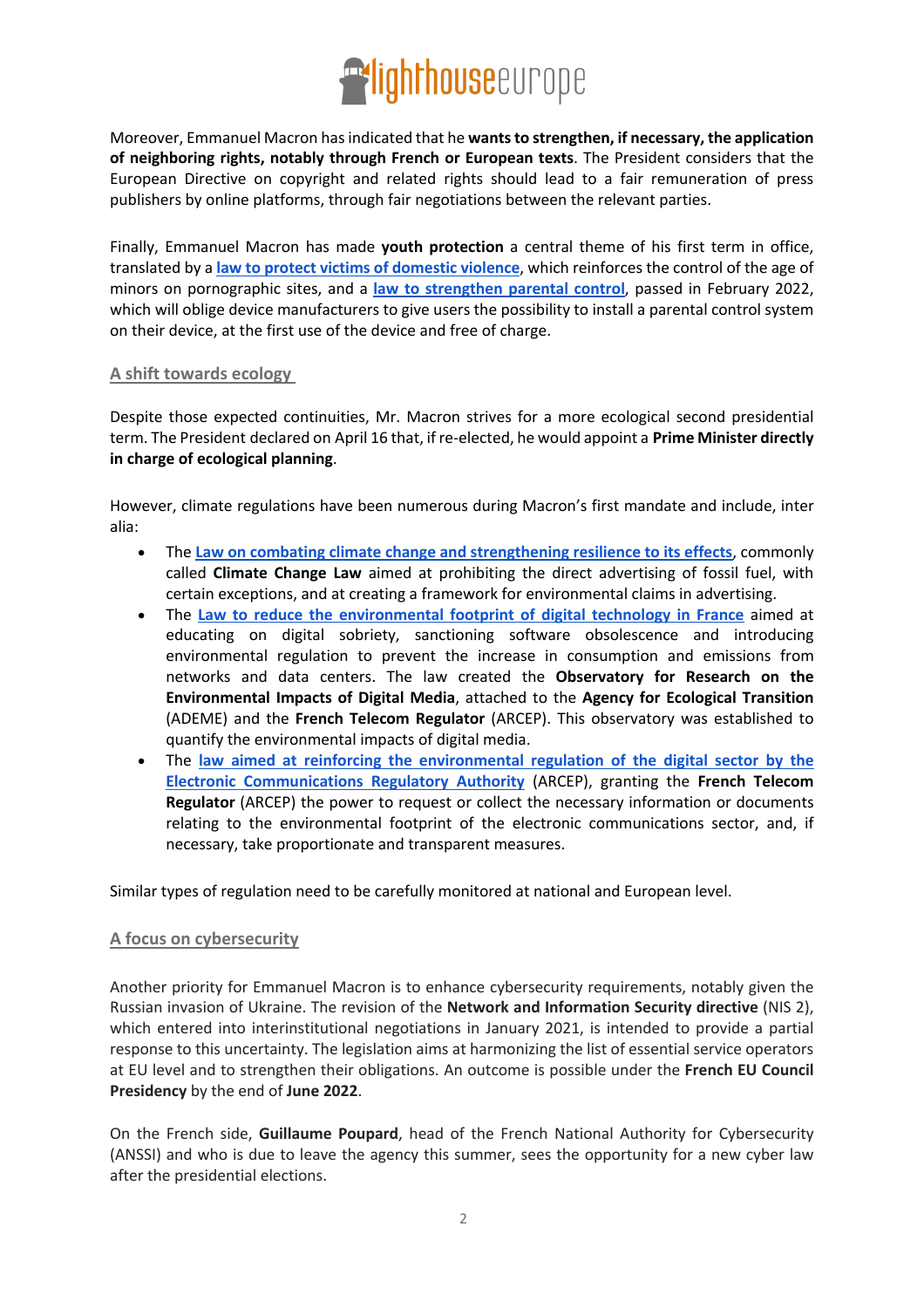Moreover, Emmanuel Macron has indicated that he **wants to strengthen, if necessary, the application of neighboring rights, notably through French or European texts**. The President considers that the European Directive on copyright and related rights should lead to a fair remuneration of press publishers by online platforms, through fair negotiations between the relevant parties.

Finally, Emmanuel Macron has made **youth protection** a central theme of his first term in office, translated by a **law to protect victims of domestic violence**, which reinforces the control of the age of minors on pornographic sites, and a **law to strengthen parental control**, passed in February 2022, which will oblige device manufacturers to give users the possibility to install a parental control system on their device, at the first use of the device and free of charge.

## A shift towards ecology

Despite those expected continuities, Mr. Macron strives for a more ecological second presidential term. The President declared on April 16 that, if re-elected, he would appoint a **Prime Minister directly in charge of ecological planning**.

However, climate regulations have been numerous during Macron's first mandate and include, inter alia:

- The **Law on combating climate change and strengthening resilience to its effects**, commonly called **Climate Change Law** aimed at prohibiting the direct advertising of fossil fuel, with certain exceptions, and at creating a framework for environmental claims in advertising.
- The **Law to reduce the environmental footprint of digital technology in France** aimed at educating on digital sobriety, sanctioning software obsolescence and introducing environmental regulation to prevent the increase in consumption and emissions from networks and data centers. The law created the **Observatory for Research on the Environmental Impacts of Digital Media**, attached to the **Agency for Ecological Transition** (ADEME) and the **French Telecom Regulator** (ARCEP). This observatory was established to quantify the environmental impacts of digital media.
- The **law aimed at reinforcing the environmental regulation of the digital sector by the Electronic Communications Regulatory Authority** (ARCEP), granting the **French Telecom Regulator** (ARCEP) the power to request or collect the necessary information or documents relating to the environmental footprint of the electronic communications sector, and, if necessary, take proportionate and transparent measures.

Similar types of regulation need to be carefully monitored at national and European level.

## A focus on cybersecurity

Another priority for Emmanuel Macron is to enhance cybersecurity requirements, notably given the Russian invasion of Ukraine. The revision of the **Network and Information Security directive** (NIS 2), which entered into interinstitutional negotiations in January 2021, is intended to provide a partial response to this uncertainty. The legislation aims at harmonizing the list of essential service operators at EU level and to strengthen their obligations. An outcome is possible under the **French EU Council Presidency** by the end of **June 2022**.

On the French side, **Guillaume Poupard**, head of the French National Authority for Cybersecurity (ANSSI) and who is due to leave the agency this summer, sees the opportunity for a new cyber law after the presidential elections.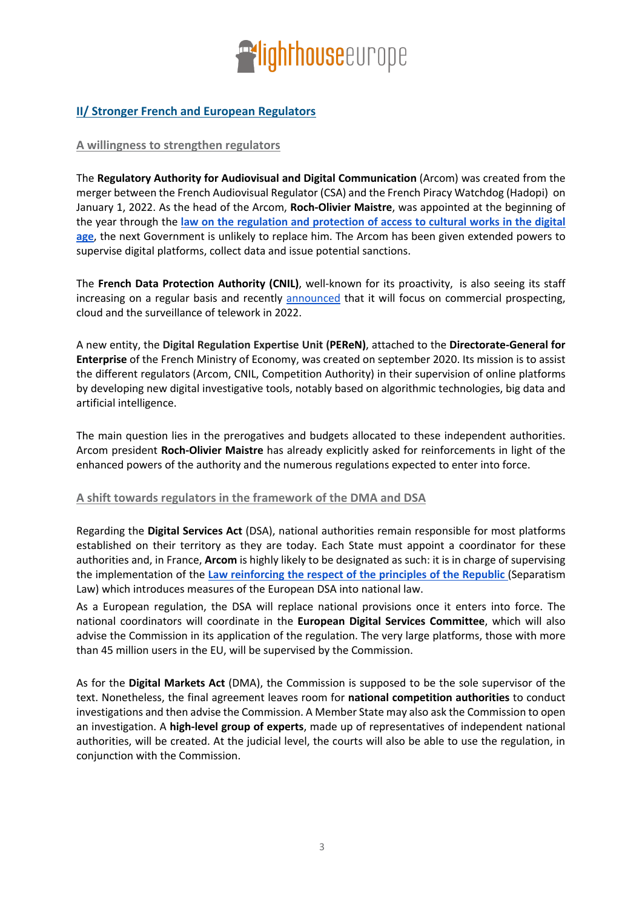## II/ Stronger French and European Regulators

### A willingness to strengthen regulators

The **Regulatory Authority for Audiovisual and Digital Communication** (Arcom) was created from the merger between the French Audiovisual Regulator (CSA) and the French Piracy Watchdog (Hadopi) on January 1, 2022. As the head of the Arcom, **Roch-Olivier Maistre**, was appointed at the beginning of the year through the **law on the regulation and protection of access to cultural works in the digital age**, the next Government is unlikely to replace him. The Arcom has been given extended powers to supervise digital platforms, collect data and issue potential sanctions.

The **French Data Protection Authority (CNIL)**, well-known for its proactivity, is also seeing its staff increasing on a regular basis and recently announced that it will focus on commercial prospecting, cloud and the surveillance of telework in 2022.

A new entity, the **Digital Regulation Expertise Unit (PEReN)**, attached to the **Directorate-General for Enterprise** of the French Ministry of Economy, was created on september 2020. Its mission is to assist the different regulators (Arcom, CNIL, Competition Authority) in their supervision of online platforms by developing new digital investigative tools, notably based on algorithmic technologies, big data and artificial intelligence.

The main question lies in the prerogatives and budgets allocated to these independent authorities. Arcom president **Roch-Olivier Maistre** has already explicitly asked for reinforcements in light of the enhanced powers of the authority and the numerous regulations expected to enter into force.

### A shift towards regulators in the framework of the DMA and DSA

Regarding the **Digital Services Act** (DSA), national authorities remain responsible for most platforms established on their territory as they are today. Each State must appoint a coordinator for these authorities and, in France, **Arcom** is highly likely to be designated as such: it is in charge of supervising the implementation of the **Law reinforcing the respect of the principles of the Republic** (Separatism Law) which introduces measures of the European DSA into national law.

As a European regulation, the DSA will replace national provisions once it enters into force. The national coordinators will coordinate in the **European Digital Services Committee**, which will also advise the Commission in its application of the regulation. The very large platforms, those with more than 45 million users in the EU, will be supervised by the Commission.

As for the **Digital Markets Act** (DMA), the Commission is supposed to be the sole supervisor of the text. Nonetheless, the final agreement leaves room for **national competition authorities** to conduct investigations and then advise the Commission. A Member State may also ask the Commission to open an investigation. A **high-level group of experts**, made up of representatives of independent national authorities, will be created. At the judicial level, the courts will also be able to use the regulation, in conjunction with the Commission.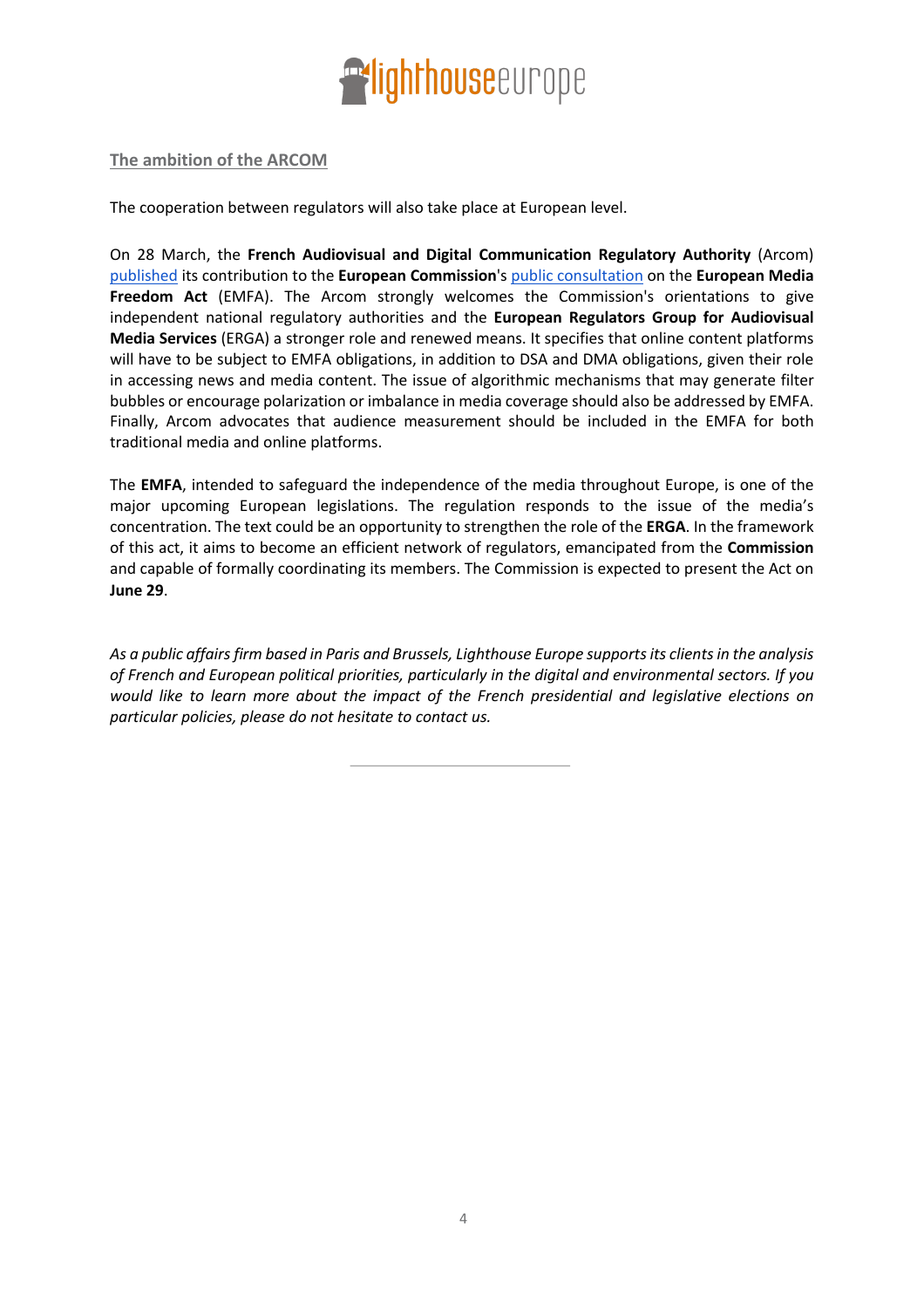## The ambition of the ARCOM

The cooperation between regulators will also take place at European level.

On 28 March, the **French Audiovisual and Digital Communication Regulatory Authority** (Arcom) published its contribution to the **European Commission**'s public consultation on the **European Media Freedom Act** (EMFA). The Arcom strongly welcomes the Commission's orientations to give independent national regulatory authorities and the **European Regulators Group for Audiovisual Media Services** (ERGA) a stronger role and renewed means. It specifies that online content platforms will have to be subject to EMFA obligations, in addition to DSA and DMA obligations, given their role in accessing news and media content. The issue of algorithmic mechanisms that may generate filter bubbles or encourage polarization or imbalance in media coverage should also be addressed by EMFA. Finally, Arcom advocates that audience measurement should be included in the EMFA for both traditional media and online platforms.

The **EMFA**, intended to safeguard the independence of the media throughout Europe, is one of the major upcoming European legislations. The regulation responds to the issue of the media's concentration. The text could be an opportunity to strengthen the role of the **ERGA**. In the framework of this act, it aims to become an efficient network of regulators, emancipated from the **Commission** and capable of formally coordinating its members. The Commission is expected to present the Act on **June 29**.

*As a public affairs firm based in Paris and Brussels, Lighthouse Europe supports its clients in the analysis of French and European political priorities, particularly in the digital and environmental sectors. If you would like to learn more about the impact of the French presidential and legislative elections on particular policies, please do not hesitate to contact us.*